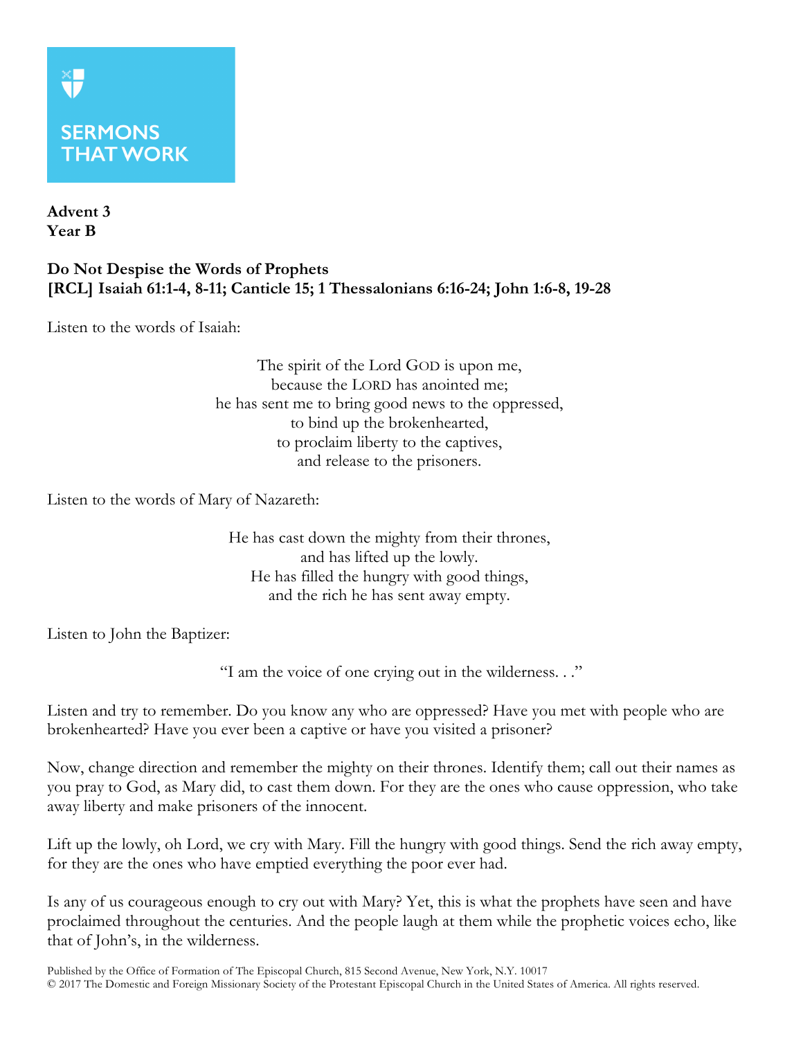SERMONS THAT WORK

**Advent 3**
**Year B**

**Do Not Despise the Words of Prophets**
**[RCL] Isaiah 61:1-4, 8-11; Canticle 15; 1 Thessalonians 6:16-24; John 1:6-8, 19-28**

Listen to the words of Isaiah:

> The spirit of the Lord GOD is upon me,
> because the LORD has anointed me;
> he has sent me to bring good news to the oppressed,
> to bind up the brokenhearted,
> to proclaim liberty to the captives,
> and release to the prisoners.

Listen to the words of Mary of Nazareth:

> He has cast down the mighty from their thrones,
> and has lifted up the lowly.
> He has filled the hungry with good things,
> and the rich he has sent away empty.

Listen to John the Baptizer:

> "I am the voice of one crying out in the wilderness. . ."

Listen and try to remember. Do you know any who are oppressed? Have you met with people who are brokenhearted? Have you ever been a captive or have you visited a prisoner?

Now, change direction and remember the mighty on their thrones. Identify them; call out their names as you pray to God, as Mary did, to cast them down. For they are the ones who cause oppression, who take away liberty and make prisoners of the innocent.

Lift up the lowly, oh Lord, we cry with Mary. Fill the hungry with good things. Send the rich away empty, for they are the ones who have emptied everything the poor ever had.

Is any of us courageous enough to cry out with Mary? Yet, this is what the prophets have seen and have proclaimed throughout the centuries. And the people laugh at them while the prophetic voices echo, like that of John's, in the wilderness.

Published by the Office of Formation of The Episcopal Church, 815 Second Avenue, New York, N.Y. 10017
© 2017 The Domestic and Foreign Missionary Society of the Protestant Episcopal Church in the United States of America. All rights reserved.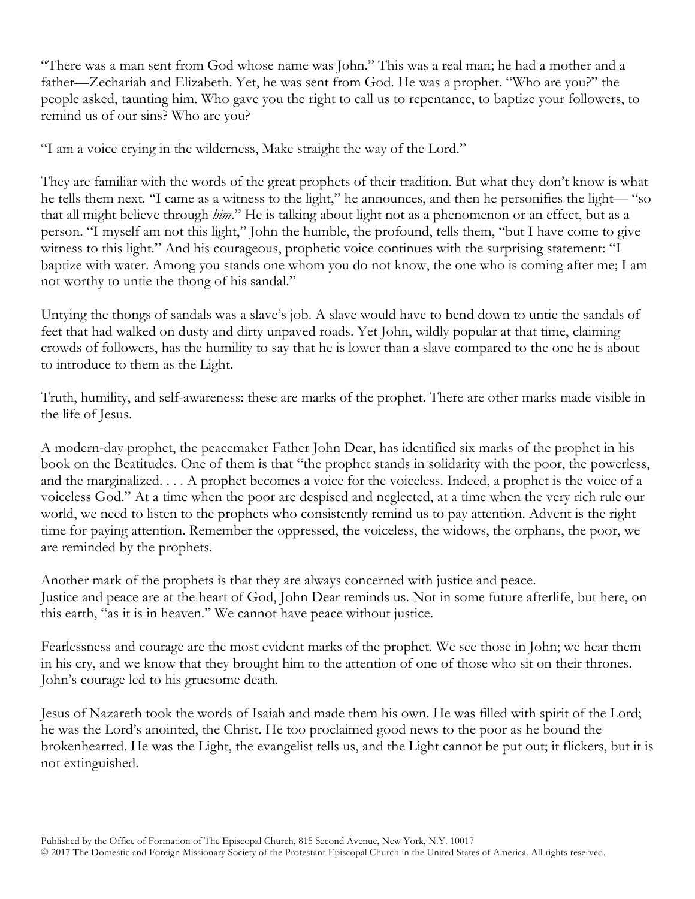"There was a man sent from God whose name was John." This was a real man; he had a mother and a father—Zechariah and Elizabeth. Yet, he was sent from God. He was a prophet. "Who are you?" the people asked, taunting him. Who gave you the right to call us to repentance, to baptize your followers, to remind us of our sins? Who are you?

"I am a voice crying in the wilderness, Make straight the way of the Lord."

They are familiar with the words of the great prophets of their tradition. But what they don't know is what he tells them next. "I came as a witness to the light," he announces, and then he personifies the light— "so that all might believe through *him*." He is talking about light not as a phenomenon or an effect, but as a person. "I myself am not this light," John the humble, the profound, tells them, "but I have come to give witness to this light." And his courageous, prophetic voice continues with the surprising statement: "I baptize with water. Among you stands one whom you do not know, the one who is coming after me; I am not worthy to untie the thong of his sandal."

Untying the thongs of sandals was a slave's job. A slave would have to bend down to untie the sandals of feet that had walked on dusty and dirty unpaved roads. Yet John, wildly popular at that time, claiming crowds of followers, has the humility to say that he is lower than a slave compared to the one he is about to introduce to them as the Light.

Truth, humility, and self-awareness: these are marks of the prophet. There are other marks made visible in the life of Jesus.

A modern-day prophet, the peacemaker Father John Dear, has identified six marks of the prophet in his book on the Beatitudes. One of them is that "the prophet stands in solidarity with the poor, the powerless, and the marginalized. . . . A prophet becomes a voice for the voiceless. Indeed, a prophet is the voice of a voiceless God." At a time when the poor are despised and neglected, at a time when the very rich rule our world, we need to listen to the prophets who consistently remind us to pay attention. Advent is the right time for paying attention. Remember the oppressed, the voiceless, the widows, the orphans, the poor, we are reminded by the prophets.

Another mark of the prophets is that they are always concerned with justice and peace.
Justice and peace are at the heart of God, John Dear reminds us. Not in some future afterlife, but here, on this earth, "as it is in heaven." We cannot have peace without justice.

Fearlessness and courage are the most evident marks of the prophet. We see those in John; we hear them in his cry, and we know that they brought him to the attention of one of those who sit on their thrones. John's courage led to his gruesome death.

Jesus of Nazareth took the words of Isaiah and made them his own. He was filled with spirit of the Lord; he was the Lord's anointed, the Christ. He too proclaimed good news to the poor as he bound the brokenhearted. He was the Light, the evangelist tells us, and the Light cannot be put out; it flickers, but it is not extinguished.

Published by the Office of Formation of The Episcopal Church, 815 Second Avenue, New York, N.Y. 10017
© 2017 The Domestic and Foreign Missionary Society of the Protestant Episcopal Church in the United States of America. All rights reserved.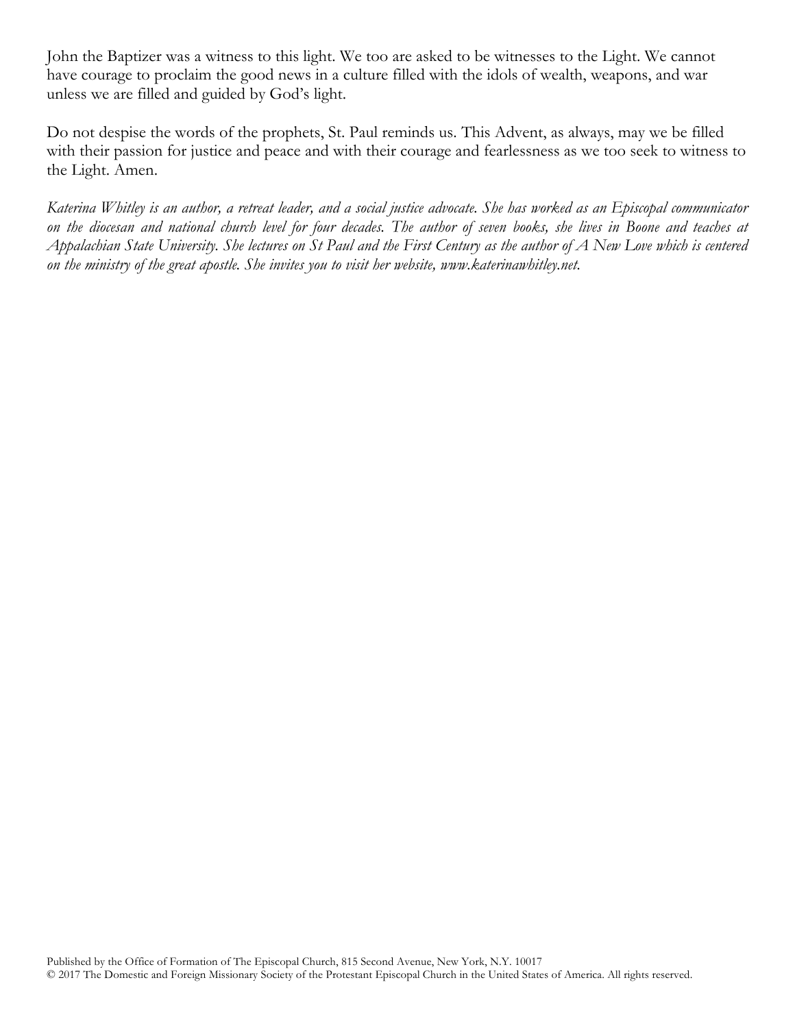John the Baptizer was a witness to this light. We too are asked to be witnesses to the Light. We cannot have courage to proclaim the good news in a culture filled with the idols of wealth, weapons, and war unless we are filled and guided by God's light.

Do not despise the words of the prophets, St. Paul reminds us. This Advent, as always, may we be filled with their passion for justice and peace and with their courage and fearlessness as we too seek to witness to the Light. Amen.

*Katerina Whitley is an author, a retreat leader, and a social justice advocate. She has worked as an Episcopal communicator on the diocesan and national church level for four decades. The author of seven books, she lives in Boone and teaches at Appalachian State University. She lectures on St Paul and the First Century as the author of A New Love which is centered on the ministry of the great apostle. She invites you to visit her website, www.katerinawhitley.net.*

Published by the Office of Formation of The Episcopal Church, 815 Second Avenue, New York, N.Y. 10017
© 2017 The Domestic and Foreign Missionary Society of the Protestant Episcopal Church in the United States of America. All rights reserved.